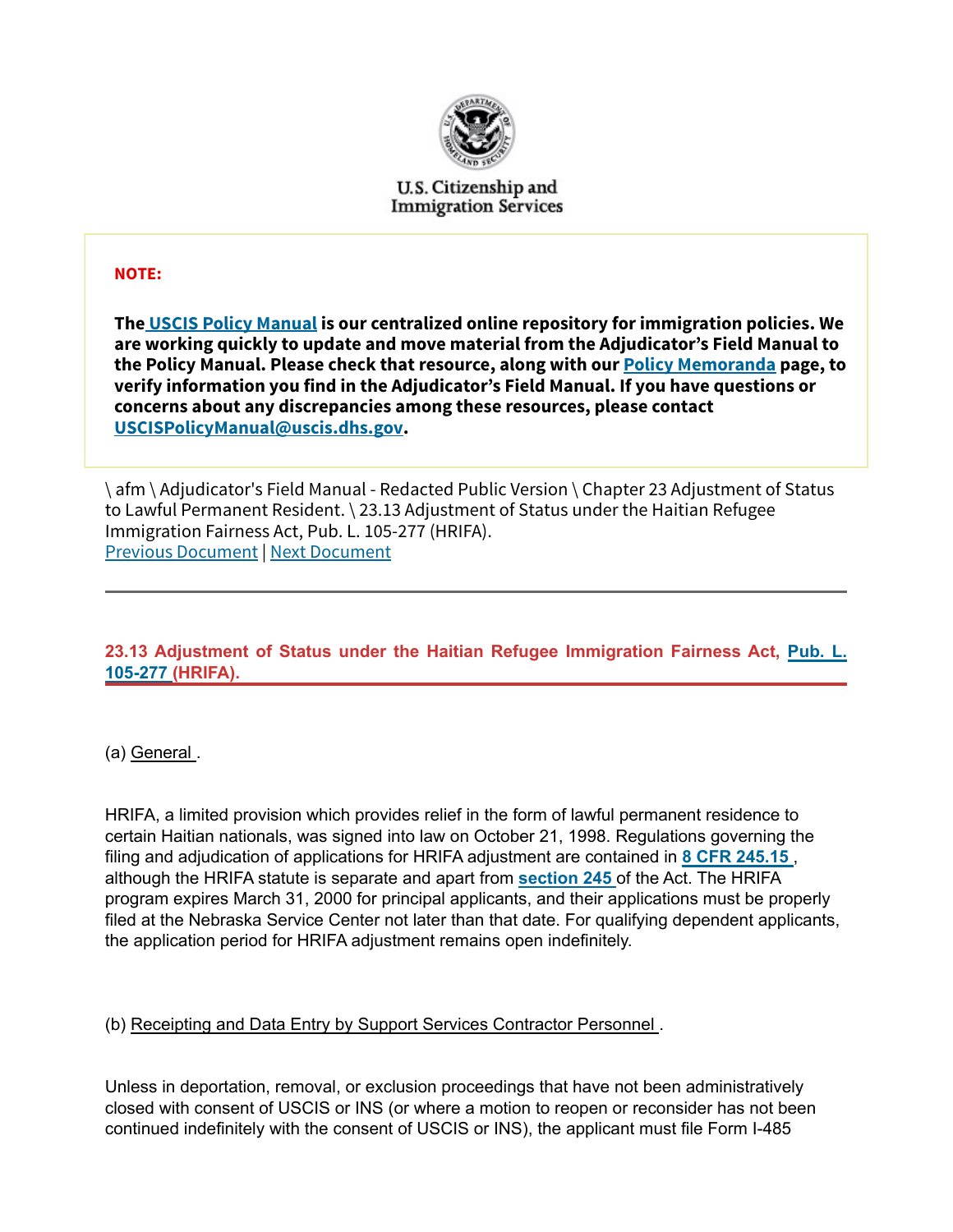U.S. Citizenship and Immigration Services

**NOTE:**

**The USCIS Policy Manual is our centralized online repository for immigration policies. We are working quickly to update and move material from the Adjudicator's Field Manual to the Policy Manual. Please check that resource, along with our Policy Memoranda page, to verify information you find in the Adjudicator's Field Manual. If you have questions or concerns about any discrepancies among these resources, please contact USCISPolicyManual@uscis.dhs.gov.**

\ afm \ Adjudicator's Field Manual - Redacted Public Version \ Chapter 23 Adjustment of Status to Lawful Permanent Resident. \ 23.13 Adjustment of Status under the Haitian Refugee Immigration Fairness Act, Pub. L. 105-277 (HRIFA).
Previous Document | Next Document

---

## 23.13 Adjustment of Status under the Haitian Refugee Immigration Fairness Act, Pub. L. 105-277 (HRIFA).

(a) General .

HRIFA, a limited provision which provides relief in the form of lawful permanent residence to certain Haitian nationals, was signed into law on October 21, 1998. Regulations governing the filing and adjudication of applications for HRIFA adjustment are contained in **8 CFR 245.15** , although the HRIFA statute is separate and apart from **section 245** of the Act. The HRIFA program expires March 31, 2000 for principal applicants, and their applications must be properly filed at the Nebraska Service Center not later than that date. For qualifying dependent applicants, the application period for HRIFA adjustment remains open indefinitely.

(b) Receipting and Data Entry by Support Services Contractor Personnel .

Unless in deportation, removal, or exclusion proceedings that have not been administratively closed with consent of USCIS or INS (or where a motion to reopen or reconsider has not been continued indefinitely with the consent of USCIS or INS), the applicant must file Form I-485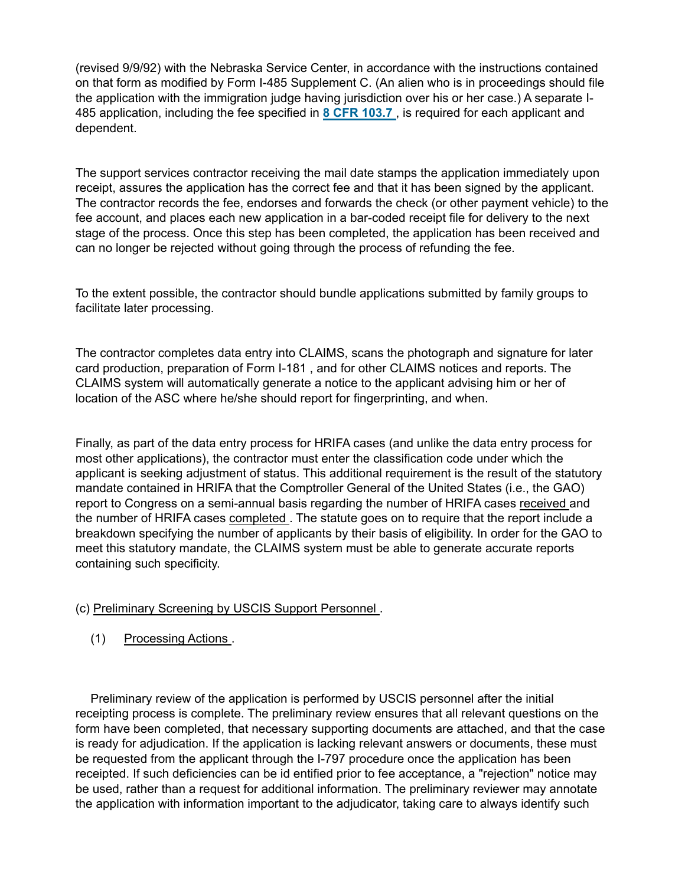(revised 9/9/92) with the Nebraska Service Center, in accordance with the instructions contained on that form as modified by Form I-485 Supplement C. (An alien who is in proceedings should file the application with the immigration judge having jurisdiction over his or her case.) A separate I-485 application, including the fee specified in **8 CFR 103.7**, is required for each applicant and dependent.

The support services contractor receiving the mail date stamps the application immediately upon receipt, assures the application has the correct fee and that it has been signed by the applicant. The contractor records the fee, endorses and forwards the check (or other payment vehicle) to the fee account, and places each new application in a bar-coded receipt file for delivery to the next stage of the process. Once this step has been completed, the application has been received and can no longer be rejected without going through the process of refunding the fee.

To the extent possible, the contractor should bundle applications submitted by family groups to facilitate later processing.

The contractor completes data entry into CLAIMS, scans the photograph and signature for later card production, preparation of Form I-181 , and for other CLAIMS notices and reports. The CLAIMS system will automatically generate a notice to the applicant advising him or her of location of the ASC where he/she should report for fingerprinting, and when.

Finally, as part of the data entry process for HRIFA cases (and unlike the data entry process for most other applications), the contractor must enter the classification code under which the applicant is seeking adjustment of status. This additional requirement is the result of the statutory mandate contained in HRIFA that the Comptroller General of the United States (i.e., the GAO) report to Congress on a semi-annual basis regarding the number of HRIFA cases received and the number of HRIFA cases completed. The statute goes on to require that the report include a breakdown specifying the number of applicants by their basis of eligibility. In order for the GAO to meet this statutory mandate, the CLAIMS system must be able to generate accurate reports containing such specificity.

(c) Preliminary Screening by USCIS Support Personnel.

(1) Processing Actions.

Preliminary review of the application is performed by USCIS personnel after the initial receipting process is complete. The preliminary review ensures that all relevant questions on the form have been completed, that necessary supporting documents are attached, and that the case is ready for adjudication. If the application is lacking relevant answers or documents, these must be requested from the applicant through the I-797 procedure once the application has been receipted. If such deficiencies can be identified prior to fee acceptance, a "rejection" notice may be used, rather than a request for additional information. The preliminary reviewer may annotate the application with information important to the adjudicator, taking care to always identify such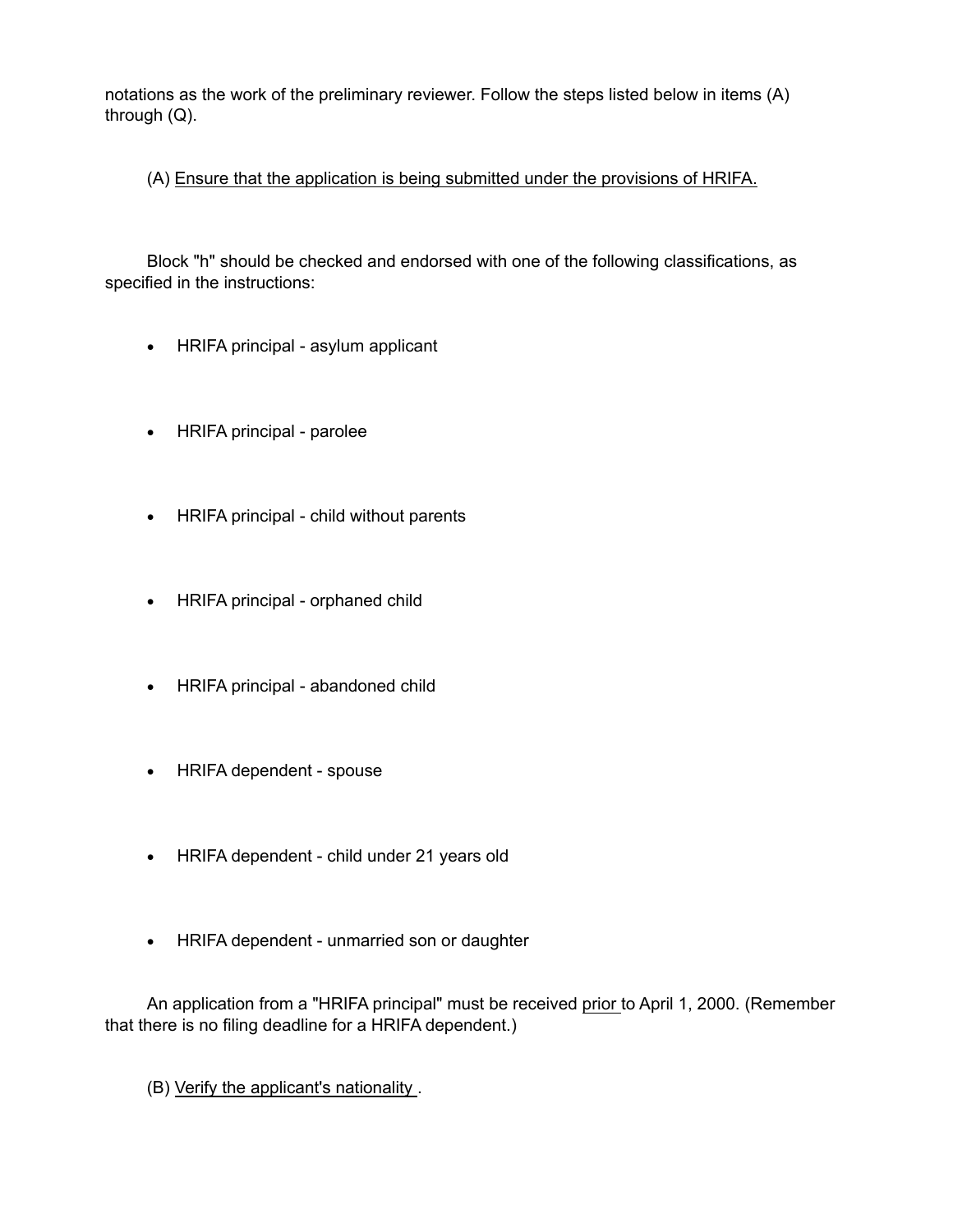notations as the work of the preliminary reviewer. Follow the steps listed below in items (A) through (Q).

(A) Ensure that the application is being submitted under the provisions of HRIFA.

Block "h" should be checked and endorsed with one of the following classifications, as specified in the instructions:

- HRIFA principal - asylum applicant
- HRIFA principal - parolee
- HRIFA principal - child without parents
- HRIFA principal - orphaned child
- HRIFA principal - abandoned child
- HRIFA dependent - spouse
- HRIFA dependent - child under 21 years old
- HRIFA dependent - unmarried son or daughter

An application from a "HRIFA principal" must be received prior to April 1, 2000. (Remember that there is no filing deadline for a HRIFA dependent.)

(B) Verify the applicant's nationality.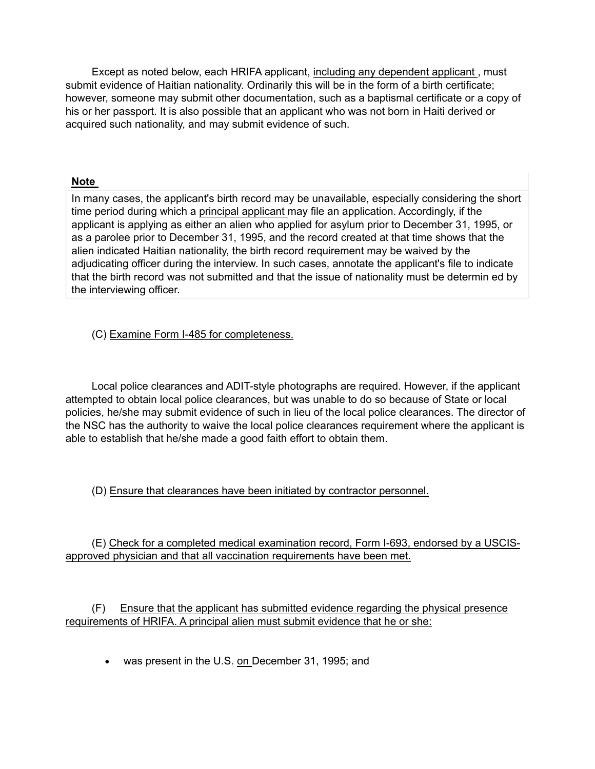Except as noted below, each HRIFA applicant, <u>including any dependent applicant</u>, must submit evidence of Haitian nationality. Ordinarily this will be in the form of a birth certificate; however, someone may submit other documentation, such as a baptismal certificate or a copy of his or her passport. It is also possible that an applicant who was not born in Haiti derived or acquired such nationality, and may submit evidence of such.

| **Note** |
| --- |
| In many cases, the applicant's birth record may be unavailable, especially considering the short time period during which a <u>principal applicant</u> may file an application. Accordingly, if the applicant is applying as either an alien who applied for asylum prior to December 31, 1995, or as a parolee prior to December 31, 1995, and the record created at that time shows that the alien indicated Haitian nationality, the birth record requirement may be waived by the adjudicating officer during the interview. In such cases, annotate the applicant's file to indicate that the birth record was not submitted and that the issue of nationality must be determin ed by the interviewing officer. |

(C) <u>Examine Form I-485 for completeness.</u>

Local police clearances and ADIT-style photographs are required. However, if the applicant attempted to obtain local police clearances, but was unable to do so because of State or local policies, he/she may submit evidence of such in lieu of the local police clearances. The director of the NSC has the authority to waive the local police clearances requirement where the applicant is able to establish that he/she made a good faith effort to obtain them.

(D) <u>Ensure that clearances have been initiated by contractor personnel.</u>

(E) <u>Check for a completed medical examination record, Form I-693, endorsed by a USCIS-approved physician and that all vaccination requirements have been met.</u>

(F) <u>Ensure that the applicant has submitted evidence regarding the physical presence requirements of HRIFA. A principal alien must submit evidence that he or she:</u>

- was present in the U.S. <u>on</u> December 31, 1995; and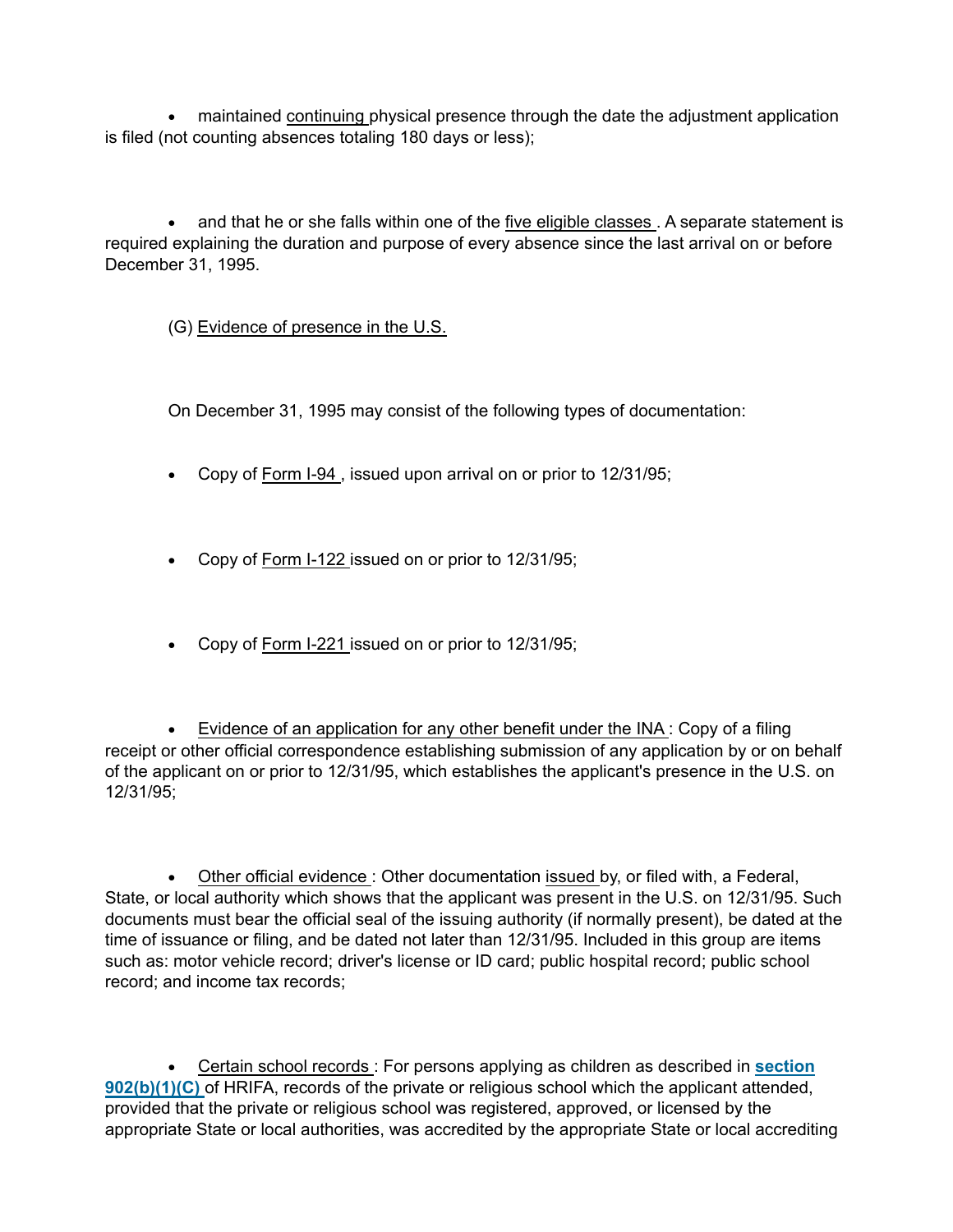- maintained continuing physical presence through the date the adjustment application is filed (not counting absences totaling 180 days or less);

- and that he or she falls within one of the five eligible classes . A separate statement is required explaining the duration and purpose of every absence since the last arrival on or before December 31, 1995.

(G) Evidence of presence in the U.S.

On December 31, 1995 may consist of the following types of documentation:

- Copy of Form I-94 , issued upon arrival on or prior to 12/31/95;

- Copy of Form I-122 issued on or prior to 12/31/95;

- Copy of Form I-221 issued on or prior to 12/31/95;

- Evidence of an application for any other benefit under the INA : Copy of a filing receipt or other official correspondence establishing submission of any application by or on behalf of the applicant on or prior to 12/31/95, which establishes the applicant's presence in the U.S. on 12/31/95;

- Other official evidence : Other documentation issued by, or filed with, a Federal, State, or local authority which shows that the applicant was present in the U.S. on 12/31/95. Such documents must bear the official seal of the issuing authority (if normally present), be dated at the time of issuance or filing, and be dated not later than 12/31/95. Included in this group are items such as: motor vehicle record; driver's license or ID card; public hospital record; public school record; and income tax records;

- Certain school records : For persons applying as children as described in **section 902(b)(1)(C)** of HRIFA, records of the private or religious school which the applicant attended, provided that the private or religious school was registered, approved, or licensed by the appropriate State or local authorities, was accredited by the appropriate State or local accrediting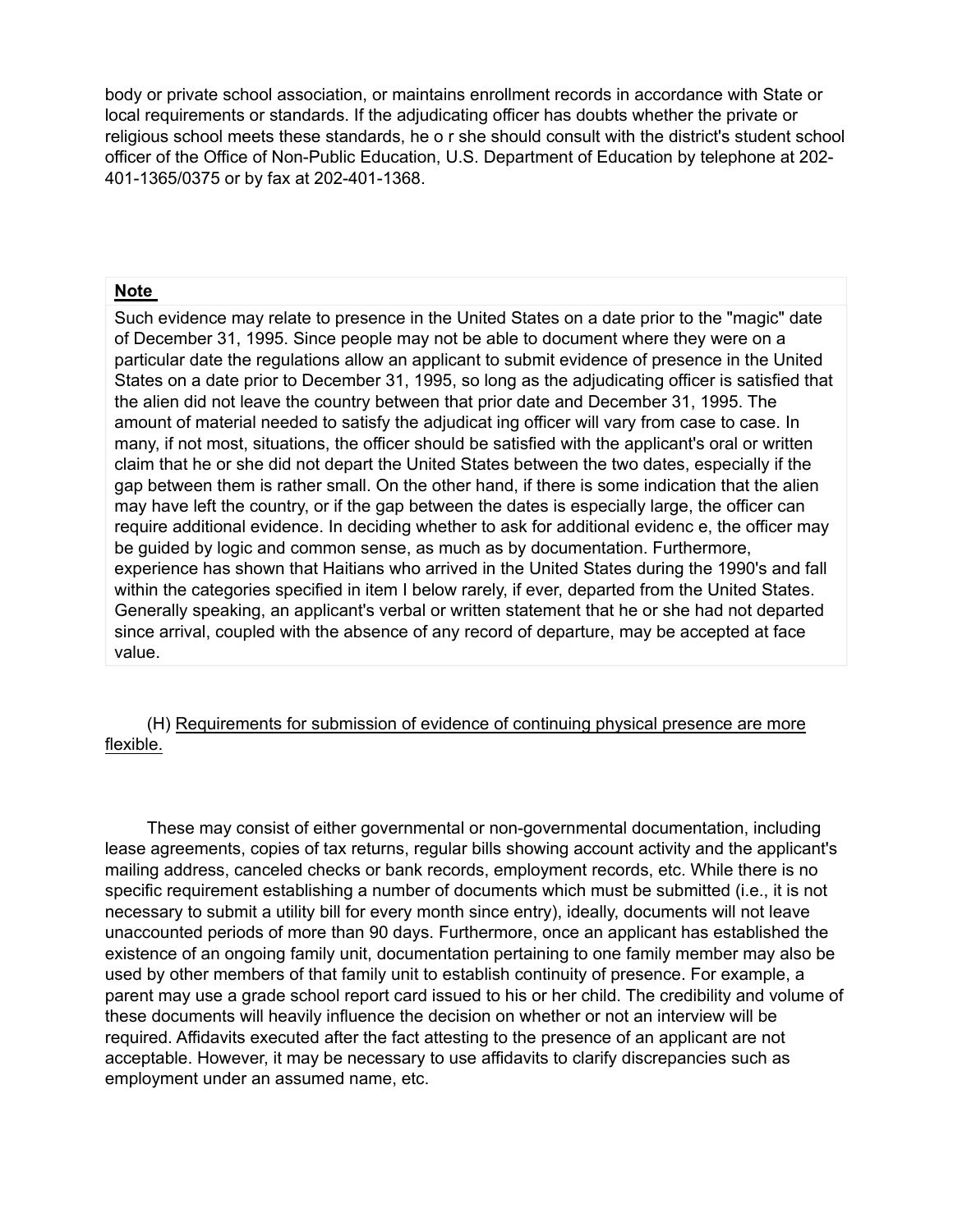body or private school association, or maintains enrollment records in accordance with State or local requirements or standards. If the adjudicating officer has doubts whether the private or religious school meets these standards, he o r she should consult with the district's student school officer of the Office of Non-Public Education, U.S. Department of Education by telephone at 202-401-1365/0375 or by fax at 202-401-1368.

| **Note** |
| --- |
| Such evidence may relate to presence in the United States on a date prior to the "magic" date of December 31, 1995. Since people may not be able to document where they were on a particular date the regulations allow an applicant to submit evidence of presence in the United States on a date prior to December 31, 1995, so long as the adjudicating officer is satisfied that the alien did not leave the country between that prior date and December 31, 1995. The amount of material needed to satisfy the adjudicat ing officer will vary from case to case. In many, if not most, situations, the officer should be satisfied with the applicant's oral or written claim that he or she did not depart the United States between the two dates, especially if the gap between them is rather small. On the other hand, if there is some indication that the alien may have left the country, or if the gap between the dates is especially large, the officer can require additional evidence. In deciding whether to ask for additional evidenc e, the officer may be guided by logic and common sense, as much as by documentation. Furthermore, experience has shown that Haitians who arrived in the United States during the 1990's and fall within the categories specified in item I below rarely, if ever, departed from the United States. Generally speaking, an applicant's verbal or written statement that he or she had not departed since arrival, coupled with the absence of any record of departure, may be accepted at face value. |

(H) <u>Requirements for submission of evidence of continuing physical presence are more flexible.</u>

These may consist of either governmental or non-governmental documentation, including lease agreements, copies of tax returns, regular bills showing account activity and the applicant's mailing address, canceled checks or bank records, employment records, etc. While there is no specific requirement establishing a number of documents which must be submitted (i.e., it is not necessary to submit a utility bill for every month since entry), ideally, documents will not leave unaccounted periods of more than 90 days. Furthermore, once an applicant has established the existence of an ongoing family unit, documentation pertaining to one family member may also be used by other members of that family unit to establish continuity of presence. For example, a parent may use a grade school report card issued to his or her child. The credibility and volume of these documents will heavily influence the decision on whether or not an interview will be required. Affidavits executed after the fact attesting to the presence of an applicant are not acceptable. However, it may be necessary to use affidavits to clarify discrepancies such as employment under an assumed name, etc.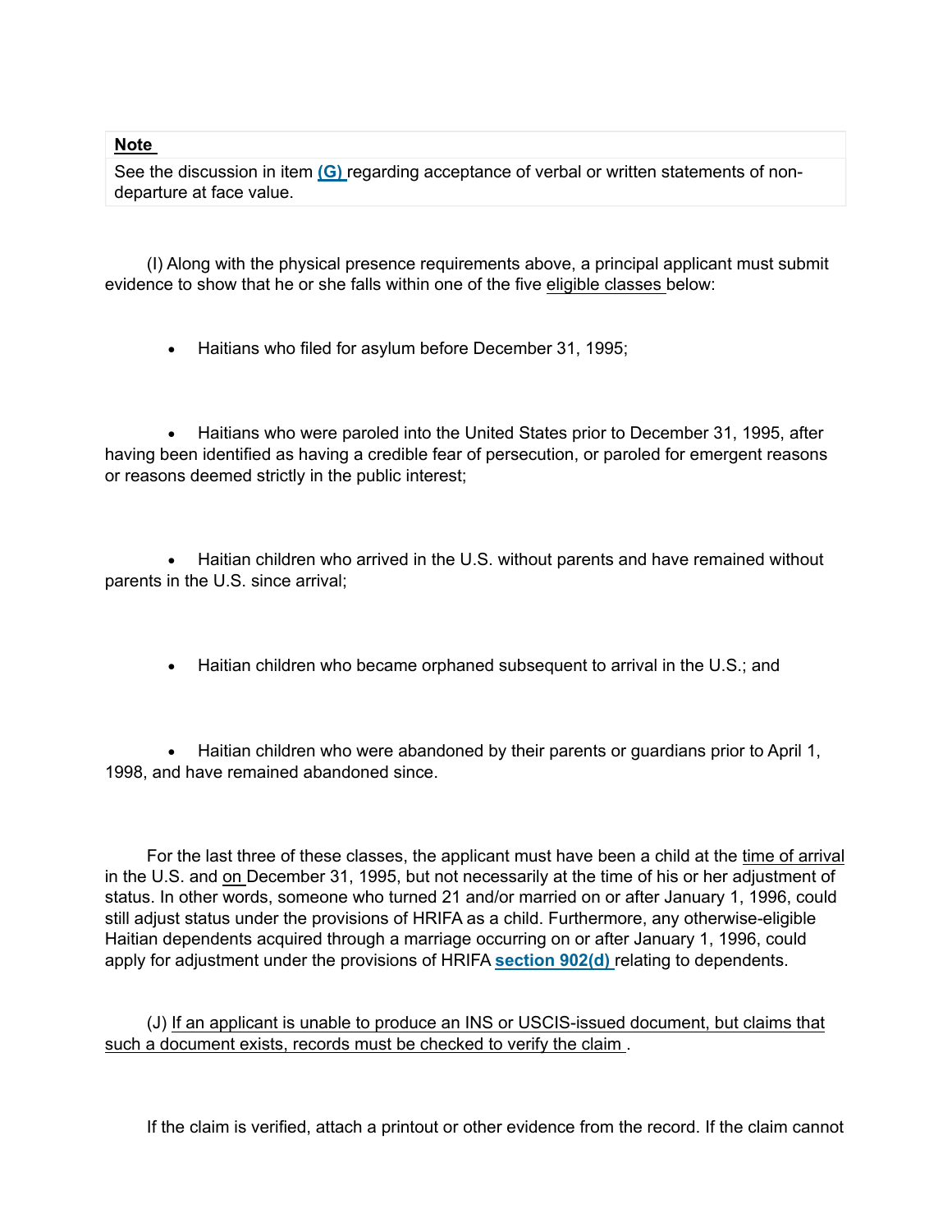**Note**

See the discussion in item **(G)** regarding acceptance of verbal or written statements of non-departure at face value.

(I) Along with the physical presence requirements above, a principal applicant must submit evidence to show that he or she falls within one of the five eligible classes below:

- Haitians who filed for asylum before December 31, 1995;
- Haitians who were paroled into the United States prior to December 31, 1995, after having been identified as having a credible fear of persecution, or paroled for emergent reasons or reasons deemed strictly in the public interest;
- Haitian children who arrived in the U.S. without parents and have remained without parents in the U.S. since arrival;
- Haitian children who became orphaned subsequent to arrival in the U.S.; and
- Haitian children who were abandoned by their parents or guardians prior to April 1, 1998, and have remained abandoned since.

For the last three of these classes, the applicant must have been a child at the time of arrival in the U.S. and on December 31, 1995, but not necessarily at the time of his or her adjustment of status. In other words, someone who turned 21 and/or married on or after January 1, 1996, could still adjust status under the provisions of HRIFA as a child. Furthermore, any otherwise-eligible Haitian dependents acquired through a marriage occurring on or after January 1, 1996, could apply for adjustment under the provisions of HRIFA **section 902(d)** relating to dependents.

(J) If an applicant is unable to produce an INS or USCIS-issued document, but claims that such a document exists, records must be checked to verify the claim .

If the claim is verified, attach a printout or other evidence from the record. If the claim cannot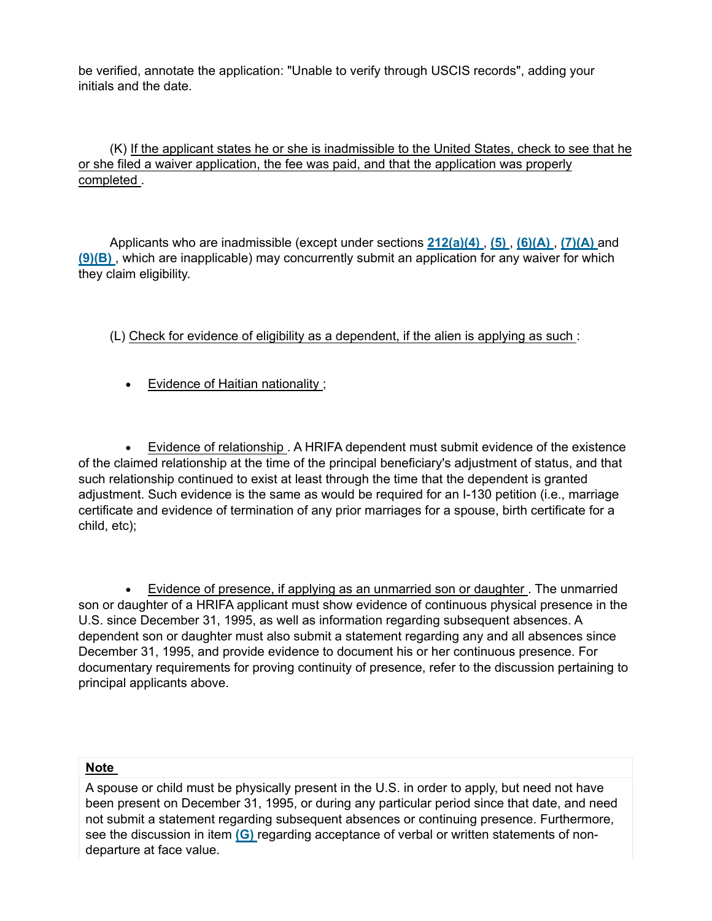be verified, annotate the application: "Unable to verify through USCIS records", adding your initials and the date.

(K) If the applicant states he or she is inadmissible to the United States, check to see that he or she filed a waiver application, the fee was paid, and that the application was properly completed .

Applicants who are inadmissible (except under sections **212(a)(4)** , **(5)** , **(6)(A)** , **(7)(A)** and **(9)(B)** , which are inapplicable) may concurrently submit an application for any waiver for which they claim eligibility.

(L) Check for evidence of eligibility as a dependent, if the alien is applying as such :

- Evidence of Haitian nationality ;
- Evidence of relationship . A HRIFA dependent must submit evidence of the existence of the claimed relationship at the time of the principal beneficiary's adjustment of status, and that such relationship continued to exist at least through the time that the dependent is granted adjustment. Such evidence is the same as would be required for an I-130 petition (i.e., marriage certificate and evidence of termination of any prior marriages for a spouse, birth certificate for a child, etc);
- Evidence of presence, if applying as an unmarried son or daughter . The unmarried son or daughter of a HRIFA applicant must show evidence of continuous physical presence in the U.S. since December 31, 1995, as well as information regarding subsequent absences. A dependent son or daughter must also submit a statement regarding any and all absences since December 31, 1995, and provide evidence to document his or her continuous presence. For documentary requirements for proving continuity of presence, refer to the discussion pertaining to principal applicants above.

| **Note** |
| --- |
| A spouse or child must be physically present in the U.S. in order to apply, but need not have been present on December 31, 1995, or during any particular period since that date, and need not submit a statement regarding subsequent absences or continuing presence. Furthermore, see the discussion in item **(G)** regarding acceptance of verbal or written statements of non-departure at face value. |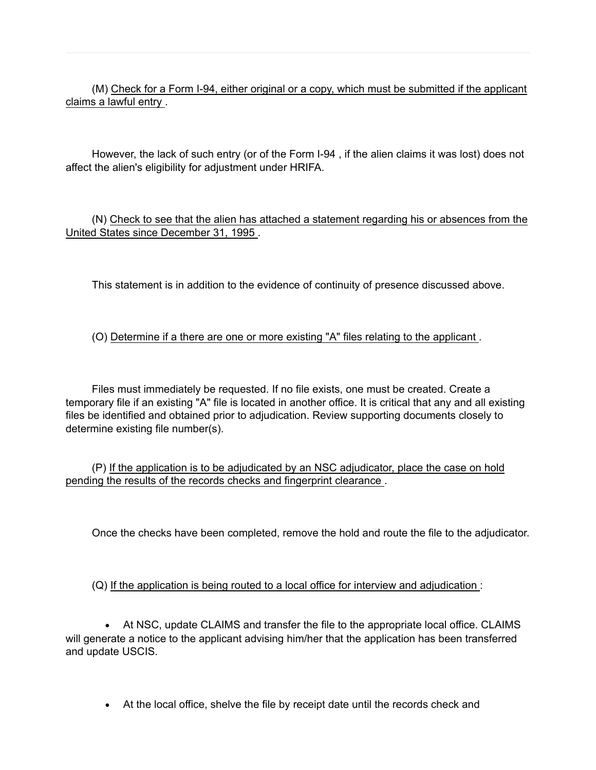(M) Check for a Form I-94, either original or a copy, which must be submitted if the applicant claims a lawful entry .

However, the lack of such entry (or of the Form I-94 , if the alien claims it was lost) does not affect the alien's eligibility for adjustment under HRIFA.

(N) Check to see that the alien has attached a statement regarding his or absences from the United States since December 31, 1995 .

This statement is in addition to the evidence of continuity of presence discussed above.

(O) Determine if a there are one or more existing "A" files relating to the applicant .

Files must immediately be requested. If no file exists, one must be created. Create a temporary file if an existing "A" file is located in another office. It is critical that any and all existing files be identified and obtained prior to adjudication. Review supporting documents closely to determine existing file number(s).

(P) If the application is to be adjudicated by an NSC adjudicator, place the case on hold pending the results of the records checks and fingerprint clearance .

Once the checks have been completed, remove the hold and route the file to the adjudicator.

(Q) If the application is being routed to a local office for interview and adjudication :

- At NSC, update CLAIMS and transfer the file to the appropriate local office. CLAIMS will generate a notice to the applicant advising him/her that the application has been transferred and update USCIS.

- At the local office, shelve the file by receipt date until the records check and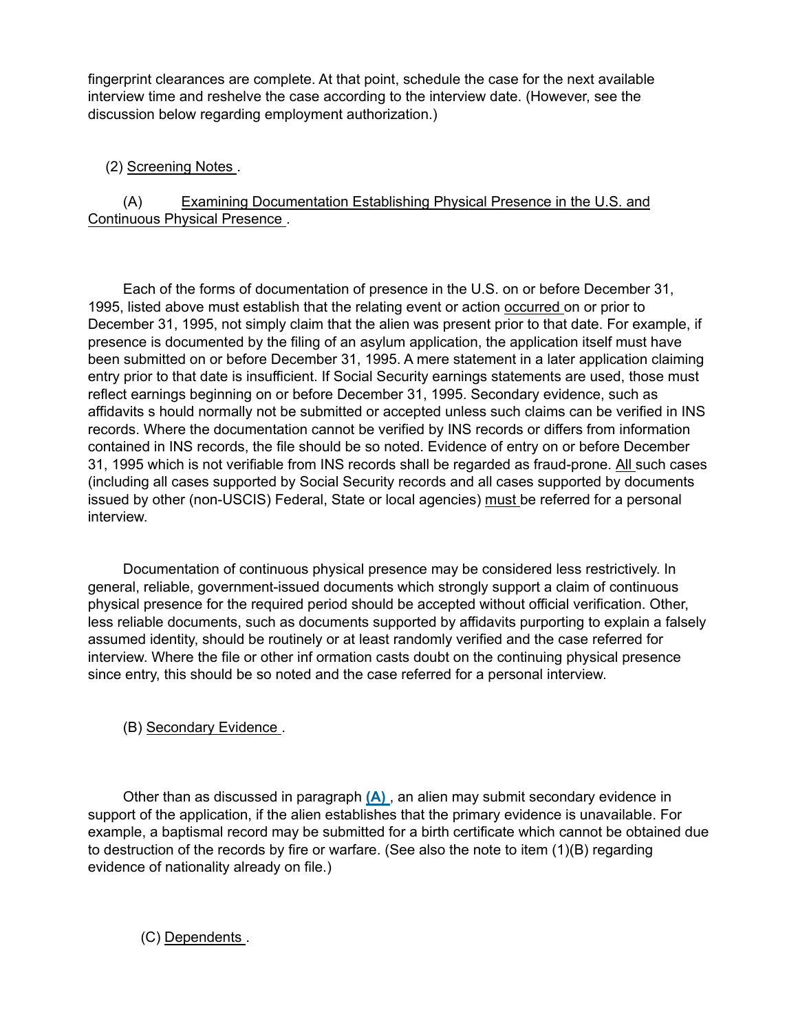fingerprint clearances are complete. At that point, schedule the case for the next available interview time and reshelve the case according to the interview date. (However, see the discussion below regarding employment authorization.)

(2) Screening Notes .

(A) Examining Documentation Establishing Physical Presence in the U.S. and Continuous Physical Presence .

Each of the forms of documentation of presence in the U.S. on or before December 31, 1995, listed above must establish that the relating event or action occurred on or prior to December 31, 1995, not simply claim that the alien was present prior to that date. For example, if presence is documented by the filing of an asylum application, the application itself must have been submitted on or before December 31, 1995. A mere statement in a later application claiming entry prior to that date is insufficient. If Social Security earnings statements are used, those must reflect earnings beginning on or before December 31, 1995. Secondary evidence, such as affidavits s hould normally not be submitted or accepted unless such claims can be verified in INS records. Where the documentation cannot be verified by INS records or differs from information contained in INS records, the file should be so noted. Evidence of entry on or before December 31, 1995 which is not verifiable from INS records shall be regarded as fraud-prone. All such cases (including all cases supported by Social Security records and all cases supported by documents issued by other (non-USCIS) Federal, State or local agencies) must be referred for a personal interview.

Documentation of continuous physical presence may be considered less restrictively. In general, reliable, government-issued documents which strongly support a claim of continuous physical presence for the required period should be accepted without official verification. Other, less reliable documents, such as documents supported by affidavits purporting to explain a falsely assumed identity, should be routinely or at least randomly verified and the case referred for interview. Where the file or other inf ormation casts doubt on the continuing physical presence since entry, this should be so noted and the case referred for a personal interview.

(B) Secondary Evidence .

Other than as discussed in paragraph (A) , an alien may submit secondary evidence in support of the application, if the alien establishes that the primary evidence is unavailable. For example, a baptismal record may be submitted for a birth certificate which cannot be obtained due to destruction of the records by fire or warfare. (See also the note to item (1)(B) regarding evidence of nationality already on file.)

(C) Dependents .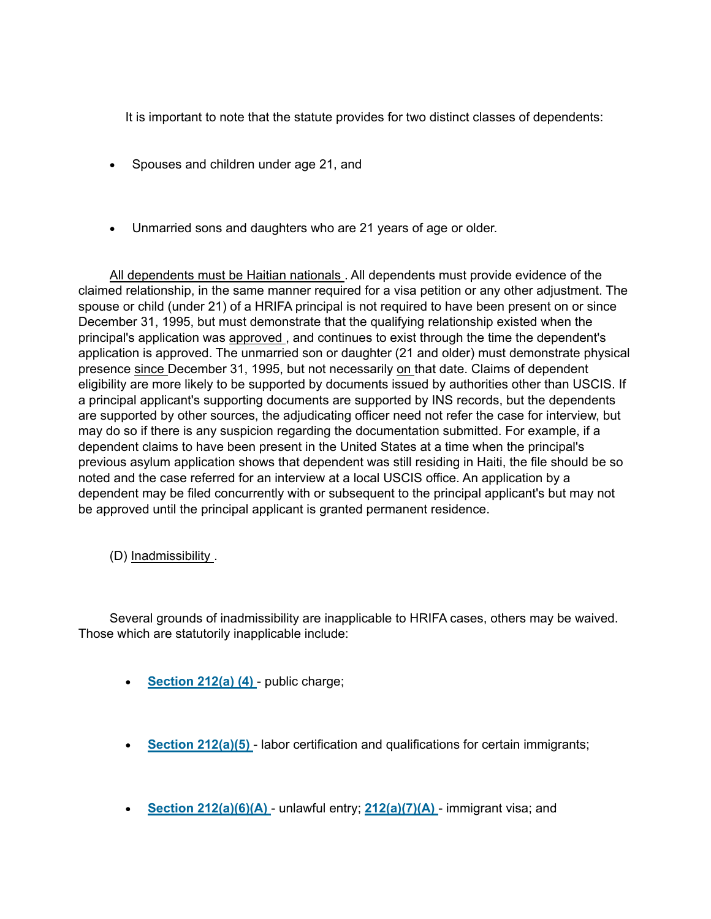It is important to note that the statute provides for two distinct classes of dependents:

- Spouses and children under age 21, and
- Unmarried sons and daughters who are 21 years of age or older.

All dependents must be Haitian nationals. All dependents must provide evidence of the claimed relationship, in the same manner required for a visa petition or any other adjustment. The spouse or child (under 21) of a HRIFA principal is not required to have been present on or since December 31, 1995, but must demonstrate that the qualifying relationship existed when the principal's application was approved, and continues to exist through the time the dependent's application is approved. The unmarried son or daughter (21 and older) must demonstrate physical presence since December 31, 1995, but not necessarily on that date. Claims of dependent eligibility are more likely to be supported by documents issued by authorities other than USCIS. If a principal applicant's supporting documents are supported by INS records, but the dependents are supported by other sources, the adjudicating officer need not refer the case for interview, but may do so if there is any suspicion regarding the documentation submitted. For example, if a dependent claims to have been present in the United States at a time when the principal's previous asylum application shows that dependent was still residing in Haiti, the file should be so noted and the case referred for an interview at a local USCIS office. An application by a dependent may be filed concurrently with or subsequent to the principal applicant's but may not be approved until the principal applicant is granted permanent residence.

(D) Inadmissibility.

Several grounds of inadmissibility are inapplicable to HRIFA cases, others may be waived. Those which are statutorily inapplicable include:

- **Section 212(a) (4)** - public charge;
- **Section 212(a)(5)** - labor certification and qualifications for certain immigrants;
- **Section 212(a)(6)(A)** - unlawful entry; **212(a)(7)(A)** - immigrant visa; and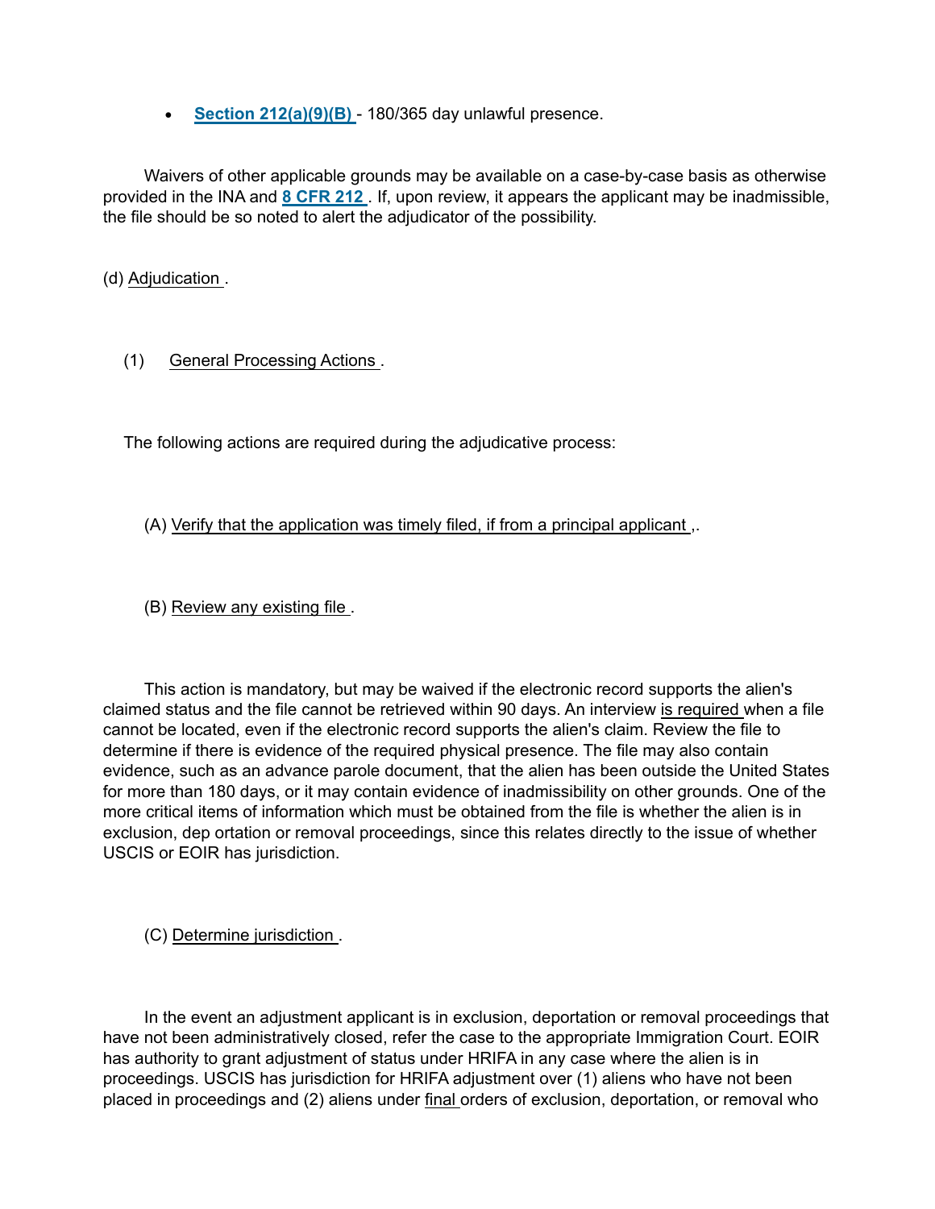- **Section 212(a)(9)(B)** - 180/365 day unlawful presence.

Waivers of other applicable grounds may be available on a case-by-case basis as otherwise provided in the INA and **8 CFR 212**. If, upon review, it appears the applicant may be inadmissible, the file should be so noted to alert the adjudicator of the possibility.

(d) Adjudication.

(1) General Processing Actions.

The following actions are required during the adjudicative process:

(A) Verify that the application was timely filed, if from a principal applicant,.

(B) Review any existing file.

This action is mandatory, but may be waived if the electronic record supports the alien's claimed status and the file cannot be retrieved within 90 days. An interview is required when a file cannot be located, even if the electronic record supports the alien's claim. Review the file to determine if there is evidence of the required physical presence. The file may also contain evidence, such as an advance parole document, that the alien has been outside the United States for more than 180 days, or it may contain evidence of inadmissibility on other grounds. One of the more critical items of information which must be obtained from the file is whether the alien is in exclusion, dep ortation or removal proceedings, since this relates directly to the issue of whether USCIS or EOIR has jurisdiction.

(C) Determine jurisdiction.

In the event an adjustment applicant is in exclusion, deportation or removal proceedings that have not been administratively closed, refer the case to the appropriate Immigration Court. EOIR has authority to grant adjustment of status under HRIFA in any case where the alien is in proceedings. USCIS has jurisdiction for HRIFA adjustment over (1) aliens who have not been placed in proceedings and (2) aliens under final orders of exclusion, deportation, or removal who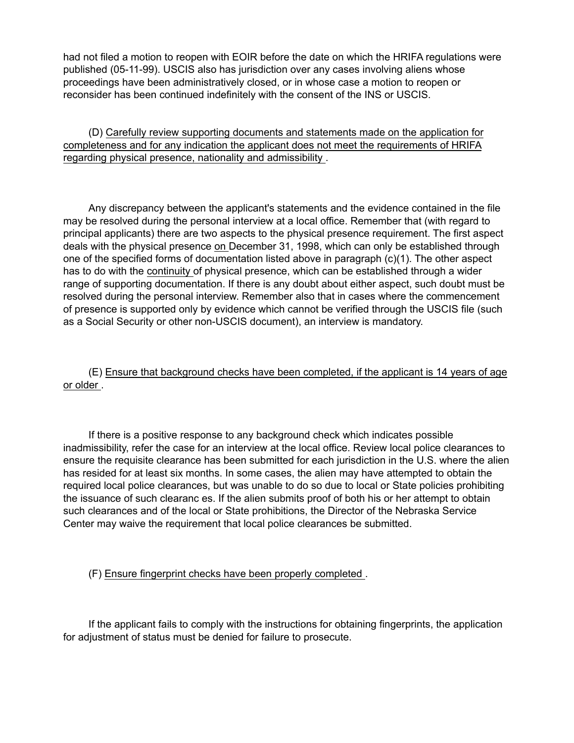had not filed a motion to reopen with EOIR before the date on which the HRIFA regulations were published (05-11-99). USCIS also has jurisdiction over any cases involving aliens whose proceedings have been administratively closed, or in whose case a motion to reopen or reconsider has been continued indefinitely with the consent of the INS or USCIS.

(D) <u>Carefully review supporting documents and statements made on the application for completeness and for any indication the applicant does not meet the requirements of HRIFA regarding physical presence, nationality and admissibility</u>.

Any discrepancy between the applicant's statements and the evidence contained in the file may be resolved during the personal interview at a local office. Remember that (with regard to principal applicants) there are two aspects to the physical presence requirement. The first aspect deals with the physical presence <u>on</u> December 31, 1998, which can only be established through one of the specified forms of documentation listed above in paragraph (c)(1). The other aspect has to do with the <u>continuity</u> of physical presence, which can be established through a wider range of supporting documentation. If there is any doubt about either aspect, such doubt must be resolved during the personal interview. Remember also that in cases where the commencement of presence is supported only by evidence which cannot be verified through the USCIS file (such as a Social Security or other non-USCIS document), an interview is mandatory.

(E) <u>Ensure that background checks have been completed, if the applicant is 14 years of age or older</u>.

If there is a positive response to any background check which indicates possible inadmissibility, refer the case for an interview at the local office. Review local police clearances to ensure the requisite clearance has been submitted for each jurisdiction in the U.S. where the alien has resided for at least six months. In some cases, the alien may have attempted to obtain the required local police clearances, but was unable to do so due to local or State policies prohibiting the issuance of such clearanc es. If the alien submits proof of both his or her attempt to obtain such clearances and of the local or State prohibitions, the Director of the Nebraska Service Center may waive the requirement that local police clearances be submitted.

(F) <u>Ensure fingerprint checks have been properly completed</u>.

If the applicant fails to comply with the instructions for obtaining fingerprints, the application for adjustment of status must be denied for failure to prosecute.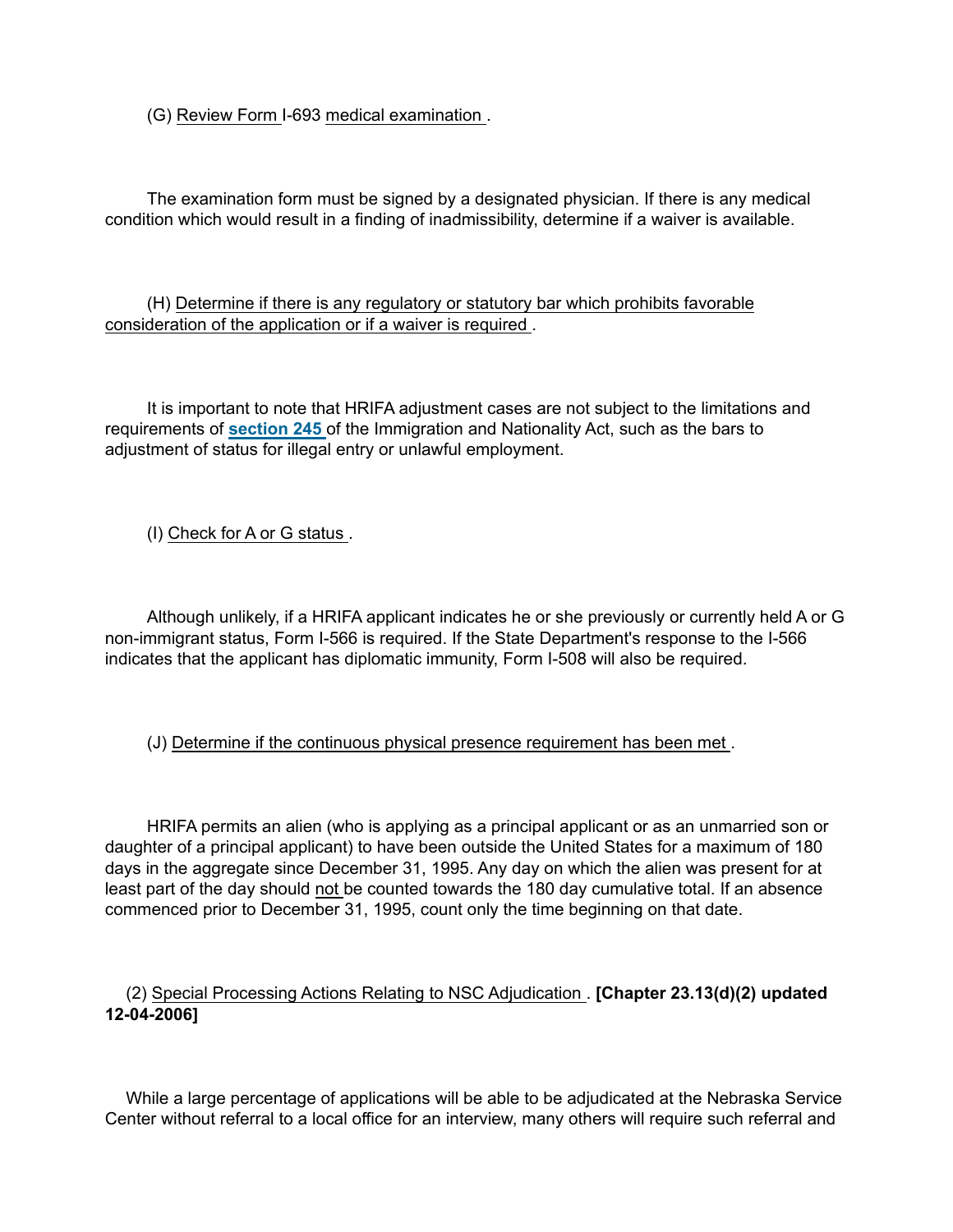(G) Review Form I-693 medical examination.

The examination form must be signed by a designated physician. If there is any medical condition which would result in a finding of inadmissibility, determine if a waiver is available.

(H) Determine if there is any regulatory or statutory bar which prohibits favorable consideration of the application or if a waiver is required.

It is important to note that HRIFA adjustment cases are not subject to the limitations and requirements of **section 245** of the Immigration and Nationality Act, such as the bars to adjustment of status for illegal entry or unlawful employment.

(I) Check for A or G status.

Although unlikely, if a HRIFA applicant indicates he or she previously or currently held A or G non-immigrant status, Form I-566 is required. If the State Department's response to the I-566 indicates that the applicant has diplomatic immunity, Form I-508 will also be required.

(J) Determine if the continuous physical presence requirement has been met.

HRIFA permits an alien (who is applying as a principal applicant or as an unmarried son or daughter of a principal applicant) to have been outside the United States for a maximum of 180 days in the aggregate since December 31, 1995. Any day on which the alien was present for at least part of the day should not be counted towards the 180 day cumulative total. If an absence commenced prior to December 31, 1995, count only the time beginning on that date.

(2) Special Processing Actions Relating to NSC Adjudication. **[Chapter 23.13(d)(2) updated 12-04-2006]**

While a large percentage of applications will be able to be adjudicated at the Nebraska Service Center without referral to a local office for an interview, many others will require such referral and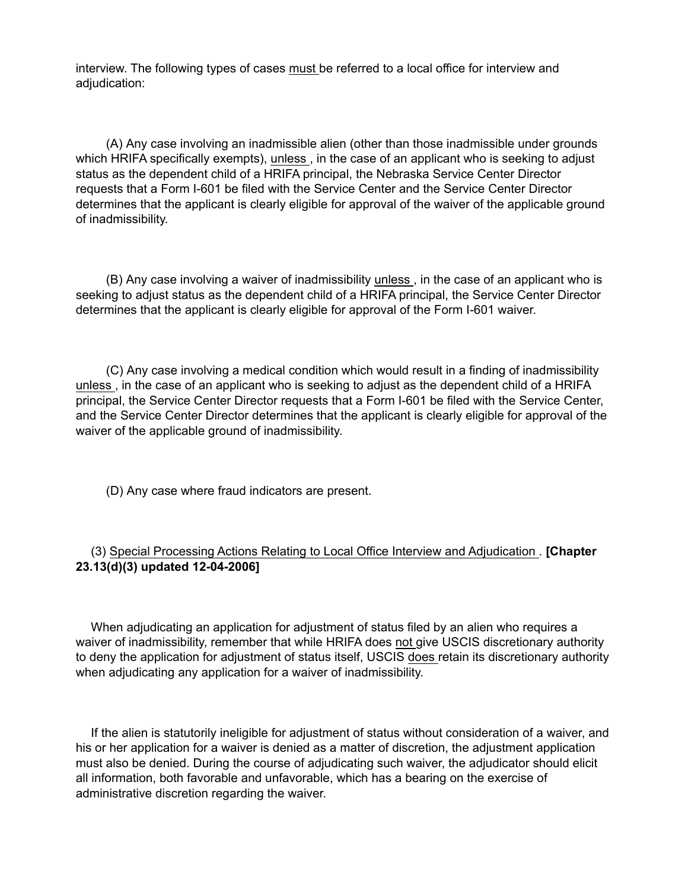interview. The following types of cases must be referred to a local office for interview and adjudication:

(A) Any case involving an inadmissible alien (other than those inadmissible under grounds which HRIFA specifically exempts), unless , in the case of an applicant who is seeking to adjust status as the dependent child of a HRIFA principal, the Nebraska Service Center Director requests that a Form I-601 be filed with the Service Center and the Service Center Director determines that the applicant is clearly eligible for approval of the waiver of the applicable ground of inadmissibility.

(B) Any case involving a waiver of inadmissibility unless , in the case of an applicant who is seeking to adjust status as the dependent child of a HRIFA principal, the Service Center Director determines that the applicant is clearly eligible for approval of the Form I-601 waiver.

(C) Any case involving a medical condition which would result in a finding of inadmissibility unless , in the case of an applicant who is seeking to adjust as the dependent child of a HRIFA principal, the Service Center Director requests that a Form I-601 be filed with the Service Center, and the Service Center Director determines that the applicant is clearly eligible for approval of the waiver of the applicable ground of inadmissibility.

(D) Any case where fraud indicators are present.

(3) Special Processing Actions Relating to Local Office Interview and Adjudication . **[Chapter 23.13(d)(3) updated 12-04-2006]**

When adjudicating an application for adjustment of status filed by an alien who requires a waiver of inadmissibility, remember that while HRIFA does not give USCIS discretionary authority to deny the application for adjustment of status itself, USCIS does retain its discretionary authority when adjudicating any application for a waiver of inadmissibility.

If the alien is statutorily ineligible for adjustment of status without consideration of a waiver, and his or her application for a waiver is denied as a matter of discretion, the adjustment application must also be denied. During the course of adjudicating such waiver, the adjudicator should elicit all information, both favorable and unfavorable, which has a bearing on the exercise of administrative discretion regarding the waiver.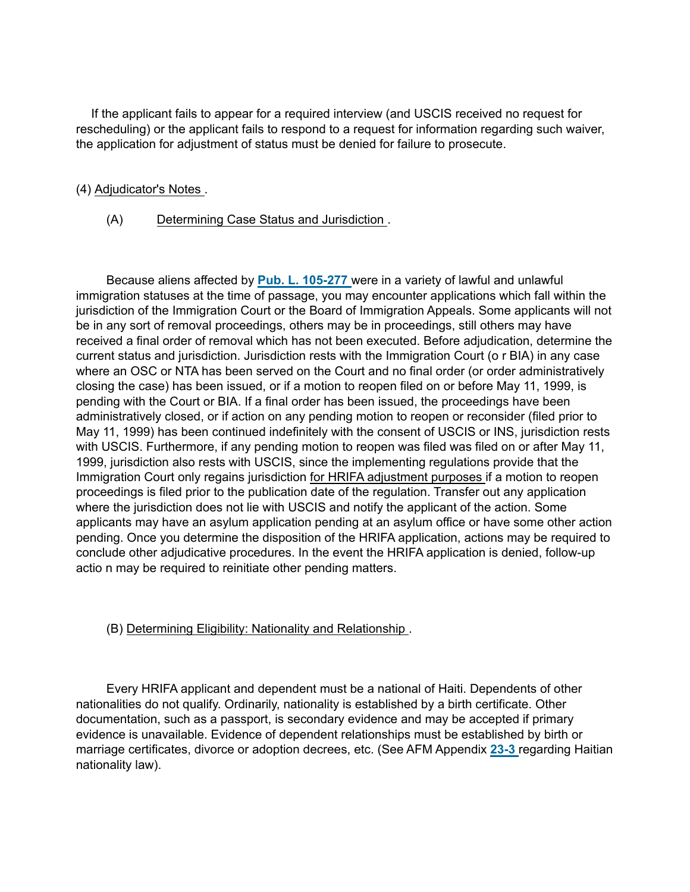If the applicant fails to appear for a required interview (and USCIS received no request for rescheduling) or the applicant fails to respond to a request for information regarding such waiver, the application for adjustment of status must be denied for failure to prosecute.

(4) Adjudicator's Notes .

(A) Determining Case Status and Jurisdiction .

Because aliens affected by **Pub. L. 105-277** were in a variety of lawful and unlawful immigration statuses at the time of passage, you may encounter applications which fall within the jurisdiction of the Immigration Court or the Board of Immigration Appeals. Some applicants will not be in any sort of removal proceedings, others may be in proceedings, still others may have received a final order of removal which has not been executed. Before adjudication, determine the current status and jurisdiction. Jurisdiction rests with the Immigration Court (o r BIA) in any case where an OSC or NTA has been served on the Court and no final order (or order administratively closing the case) has been issued, or if a motion to reopen filed on or before May 11, 1999, is pending with the Court or BIA. If a final order has been issued, the proceedings have been administratively closed, or if action on any pending motion to reopen or reconsider (filed prior to May 11, 1999) has been continued indefinitely with the consent of USCIS or INS, jurisdiction rests with USCIS. Furthermore, if any pending motion to reopen was filed was filed on or after May 11, 1999, jurisdiction also rests with USCIS, since the implementing regulations provide that the Immigration Court only regains jurisdiction for HRIFA adjustment purposes if a motion to reopen proceedings is filed prior to the publication date of the regulation. Transfer out any application where the jurisdiction does not lie with USCIS and notify the applicant of the action. Some applicants may have an asylum application pending at an asylum office or have some other action pending. Once you determine the disposition of the HRIFA application, actions may be required to conclude other adjudicative procedures. In the event the HRIFA application is denied, follow-up actio n may be required to reinitiate other pending matters.

(B) Determining Eligibility: Nationality and Relationship .

Every HRIFA applicant and dependent must be a national of Haiti. Dependents of other nationalities do not qualify. Ordinarily, nationality is established by a birth certificate. Other documentation, such as a passport, is secondary evidence and may be accepted if primary evidence is unavailable. Evidence of dependent relationships must be established by birth or marriage certificates, divorce or adoption decrees, etc. (See AFM Appendix **23-3** regarding Haitian nationality law).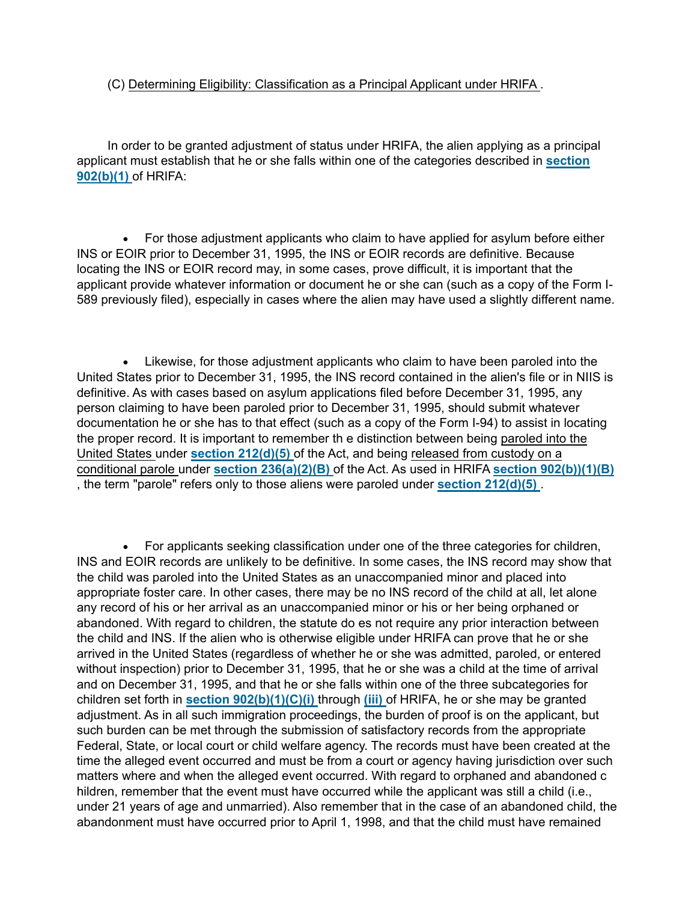(C) Determining Eligibility: Classification as a Principal Applicant under HRIFA .

In order to be granted adjustment of status under HRIFA, the alien applying as a principal applicant must establish that he or she falls within one of the categories described in **section 902(b)(1)** of HRIFA:

- For those adjustment applicants who claim to have applied for asylum before either INS or EOIR prior to December 31, 1995, the INS or EOIR records are definitive. Because locating the INS or EOIR record may, in some cases, prove difficult, it is important that the applicant provide whatever information or document he or she can (such as a copy of the Form I-589 previously filed), especially in cases where the alien may have used a slightly different name.

- Likewise, for those adjustment applicants who claim to have been paroled into the United States prior to December 31, 1995, the INS record contained in the alien's file or in NIIS is definitive. As with cases based on asylum applications filed before December 31, 1995, any person claiming to have been paroled prior to December 31, 1995, should submit whatever documentation he or she has to that effect (such as a copy of the Form I-94) to assist in locating the proper record. It is important to remember th e distinction between being paroled into the United States under **section 212(d)(5)** of the Act, and being released from custody on a conditional parole under **section 236(a)(2)(B)** of the Act. As used in HRIFA **section 902(b))(1)(B)** , the term "parole" refers only to those aliens were paroled under **section 212(d)(5)** .

- For applicants seeking classification under one of the three categories for children, INS and EOIR records are unlikely to be definitive. In some cases, the INS record may show that the child was paroled into the United States as an unaccompanied minor and placed into appropriate foster care. In other cases, there may be no INS record of the child at all, let alone any record of his or her arrival as an unaccompanied minor or his or her being orphaned or abandoned. With regard to children, the statute do es not require any prior interaction between the child and INS. If the alien who is otherwise eligible under HRIFA can prove that he or she arrived in the United States (regardless of whether he or she was admitted, paroled, or entered without inspection) prior to December 31, 1995, that he or she was a child at the time of arrival and on December 31, 1995, and that he or she falls within one of the three subcategories for children set forth in **section 902(b)(1)(C)(i)** through **(iii)** of HRIFA, he or she may be granted adjustment. As in all such immigration proceedings, the burden of proof is on the applicant, but such burden can be met through the submission of satisfactory records from the appropriate Federal, State, or local court or child welfare agency. The records must have been created at the time the alleged event occurred and must be from a court or agency having jurisdiction over such matters where and when the alleged event occurred. With regard to orphaned and abandoned c hildren, remember that the event must have occurred while the applicant was still a child (i.e., under 21 years of age and unmarried). Also remember that in the case of an abandoned child, the abandonment must have occurred prior to April 1, 1998, and that the child must have remained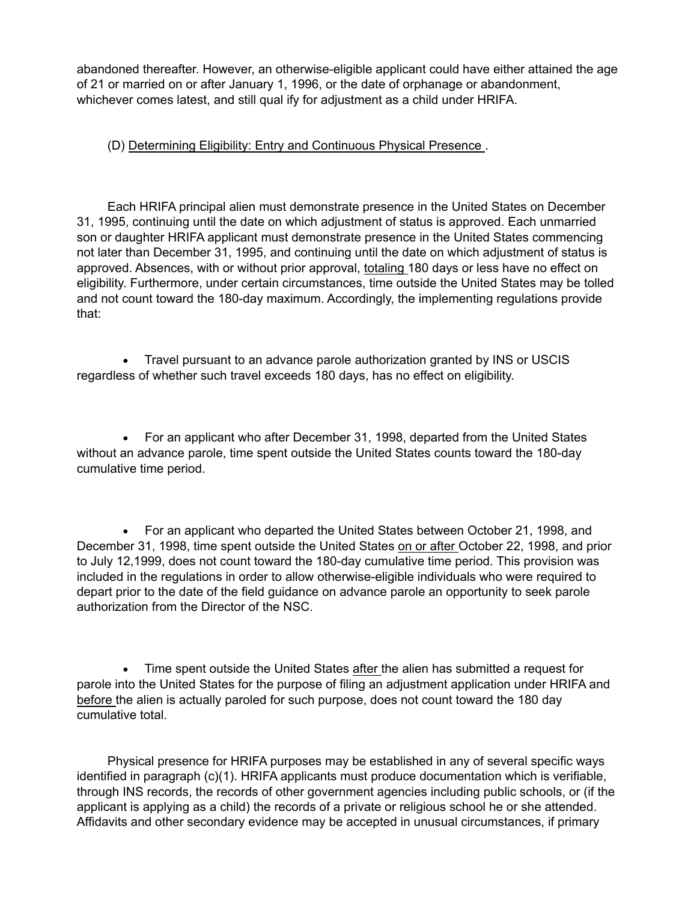abandoned thereafter. However, an otherwise-eligible applicant could have either attained the age of 21 or married on or after January 1, 1996, or the date of orphanage or abandonment, whichever comes latest, and still qual ify for adjustment as a child under HRIFA.

(D) Determining Eligibility: Entry and Continuous Physical Presence .

Each HRIFA principal alien must demonstrate presence in the United States on December 31, 1995, continuing until the date on which adjustment of status is approved. Each unmarried son or daughter HRIFA applicant must demonstrate presence in the United States commencing not later than December 31, 1995, and continuing until the date on which adjustment of status is approved. Absences, with or without prior approval, totaling 180 days or less have no effect on eligibility. Furthermore, under certain circumstances, time outside the United States may be tolled and not count toward the 180-day maximum. Accordingly, the implementing regulations provide that:

- Travel pursuant to an advance parole authorization granted by INS or USCIS regardless of whether such travel exceeds 180 days, has no effect on eligibility.

- For an applicant who after December 31, 1998, departed from the United States without an advance parole, time spent outside the United States counts toward the 180-day cumulative time period.

- For an applicant who departed the United States between October 21, 1998, and December 31, 1998, time spent outside the United States on or after October 22, 1998, and prior to July 12,1999, does not count toward the 180-day cumulative time period. This provision was included in the regulations in order to allow otherwise-eligible individuals who were required to depart prior to the date of the field guidance on advance parole an opportunity to seek parole authorization from the Director of the NSC.

- Time spent outside the United States after the alien has submitted a request for parole into the United States for the purpose of filing an adjustment application under HRIFA and before the alien is actually paroled for such purpose, does not count toward the 180 day cumulative total.

Physical presence for HRIFA purposes may be established in any of several specific ways identified in paragraph (c)(1). HRIFA applicants must produce documentation which is verifiable, through INS records, the records of other government agencies including public schools, or (if the applicant is applying as a child) the records of a private or religious school he or she attended. Affidavits and other secondary evidence may be accepted in unusual circumstances, if primary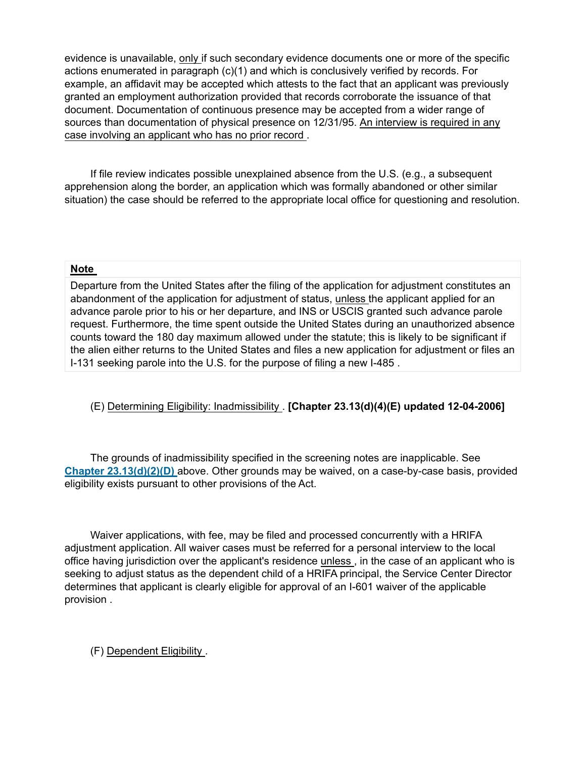evidence is unavailable, only if such secondary evidence documents one or more of the specific actions enumerated in paragraph (c)(1) and which is conclusively verified by records. For example, an affidavit may be accepted which attests to the fact that an applicant was previously granted an employment authorization provided that records corroborate the issuance of that document. Documentation of continuous presence may be accepted from a wider range of sources than documentation of physical presence on 12/31/95. An interview is required in any case involving an applicant who has no prior record .

If file review indicates possible unexplained absence from the U.S. (e.g., a subsequent apprehension along the border, an application which was formally abandoned or other similar situation) the case should be referred to the appropriate local office for questioning and resolution.

| **Note** |
| --- |
| Departure from the United States after the filing of the application for adjustment constitutes an abandonment of the application for adjustment of status, unless the applicant applied for an advance parole prior to his or her departure, and INS or USCIS granted such advance parole request. Furthermore, the time spent outside the United States during an unauthorized absence counts toward the 180 day maximum allowed under the statute; this is likely to be significant if the alien either returns to the United States and files a new application for adjustment or files an I-131 seeking parole into the U.S. for the purpose of filing a new I-485 . |

(E) Determining Eligibility: Inadmissibility . **[Chapter 23.13(d)(4)(E) updated 12-04-2006]**

The grounds of inadmissibility specified in the screening notes are inapplicable. See **Chapter 23.13(d)(2)(D)** above. Other grounds may be waived, on a case-by-case basis, provided eligibility exists pursuant to other provisions of the Act.

Waiver applications, with fee, may be filed and processed concurrently with a HRIFA adjustment application. All waiver cases must be referred for a personal interview to the local office having jurisdiction over the applicant's residence unless , in the case of an applicant who is seeking to adjust status as the dependent child of a HRIFA principal, the Service Center Director determines that applicant is clearly eligible for approval of an I-601 waiver of the applicable provision .

(F) Dependent Eligibility .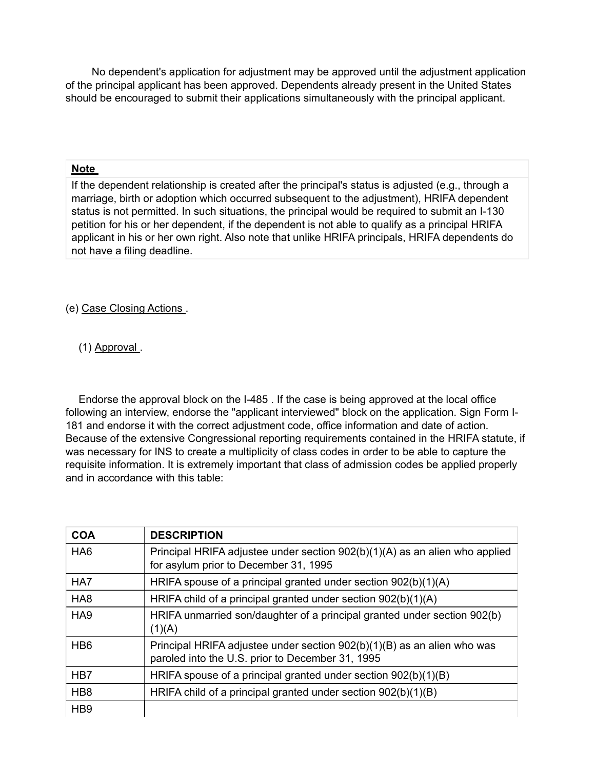No dependent's application for adjustment may be approved until the adjustment application of the principal applicant has been approved. Dependents already present in the United States should be encouraged to submit their applications simultaneously with the principal applicant.

| **Note** |
| --- |
| If the dependent relationship is created after the principal's status is adjusted (e.g., through a marriage, birth or adoption which occurred subsequent to the adjustment), HRIFA dependent status is not permitted. In such situations, the principal would be required to submit an I-130 petition for his or her dependent, if the dependent is not able to qualify as a principal HRIFA applicant in his or her own right. Also note that unlike HRIFA principals, HRIFA dependents do not have a filing deadline. |

(e) Case Closing Actions .

(1) Approval .

Endorse the approval block on the I-485 . If the case is being approved at the local office following an interview, endorse the "applicant interviewed" block on the application. Sign Form I-181 and endorse it with the correct adjustment code, office information and date of action. Because of the extensive Congressional reporting requirements contained in the HRIFA statute, if was necessary for INS to create a multiplicity of class codes in order to be able to capture the requisite information. It is extremely important that class of admission codes be applied properly and in accordance with this table:

| COA | DESCRIPTION |
| --- | --- |
| HA6 | Principal HRIFA adjustee under section 902(b)(1)(A) as an alien who applied for asylum prior to December 31, 1995 |
| HA7 | HRIFA spouse of a principal granted under section 902(b)(1)(A) |
| HA8 | HRIFA child of a principal granted under section 902(b)(1)(A) |
| HA9 | HRIFA unmarried son/daughter of a principal granted under section 902(b)(1)(A) |
| HB6 | Principal HRIFA adjustee under section 902(b)(1)(B) as an alien who was paroled into the U.S. prior to December 31, 1995 |
| HB7 | HRIFA spouse of a principal granted under section 902(b)(1)(B) |
| HB8 | HRIFA child of a principal granted under section 902(b)(1)(B) |
| HB9 | |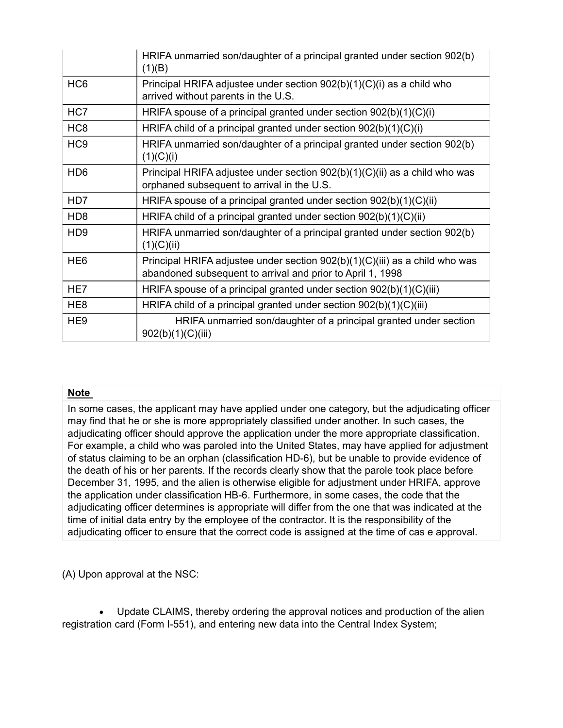| | |
|---|---|
| | HRIFA unmarried son/daughter of a principal granted under section 902(b)(1)(B) |
| HC6 | Principal HRIFA adjustee under section 902(b)(1)(C)(i) as a child who arrived without parents in the U.S. |
| HC7 | HRIFA spouse of a principal granted under section 902(b)(1)(C)(i) |
| HC8 | HRIFA child of a principal granted under section 902(b)(1)(C)(i) |
| HC9 | HRIFA unmarried son/daughter of a principal granted under section 902(b)(1)(C)(i) |
| HD6 | Principal HRIFA adjustee under section 902(b)(1)(C)(ii) as a child who was orphaned subsequent to arrival in the U.S. |
| HD7 | HRIFA spouse of a principal granted under section 902(b)(1)(C)(ii) |
| HD8 | HRIFA child of a principal granted under section 902(b)(1)(C)(ii) |
| HD9 | HRIFA unmarried son/daughter of a principal granted under section 902(b)(1)(C)(ii) |
| HE6 | Principal HRIFA adjustee under section 902(b)(1)(C)(iii) as a child who was abandoned subsequent to arrival and prior to April 1, 1998 |
| HE7 | HRIFA spouse of a principal granted under section 902(b)(1)(C)(iii) |
| HE8 | HRIFA child of a principal granted under section 902(b)(1)(C)(iii) |
| HE9 | HRIFA unmarried son/daughter of a principal granted under section 902(b)(1)(C)(iii) |

| **Note** |
|---|
| In some cases, the applicant may have applied under one category, but the adjudicating officer may find that he or she is more appropriately classified under another. In such cases, the adjudicating officer should approve the application under the more appropriate classification. For example, a child who was paroled into the United States, may have applied for adjustment of status claiming to be an orphan (classification HD-6), but be unable to provide evidence of the death of his or her parents. If the records clearly show that the parole took place before December 31, 1995, and the alien is otherwise eligible for adjustment under HRIFA, approve the application under classification HB-6. Furthermore, in some cases, the code that the adjudicating officer determines is appropriate will differ from the one that was indicated at the time of initial data entry by the employee of the contractor. It is the responsibility of the adjudicating officer to ensure that the correct code is assigned at the time of cas e approval. |

(A) Upon approval at the NSC:

- Update CLAIMS, thereby ordering the approval notices and production of the alien registration card (Form I-551), and entering new data into the Central Index System;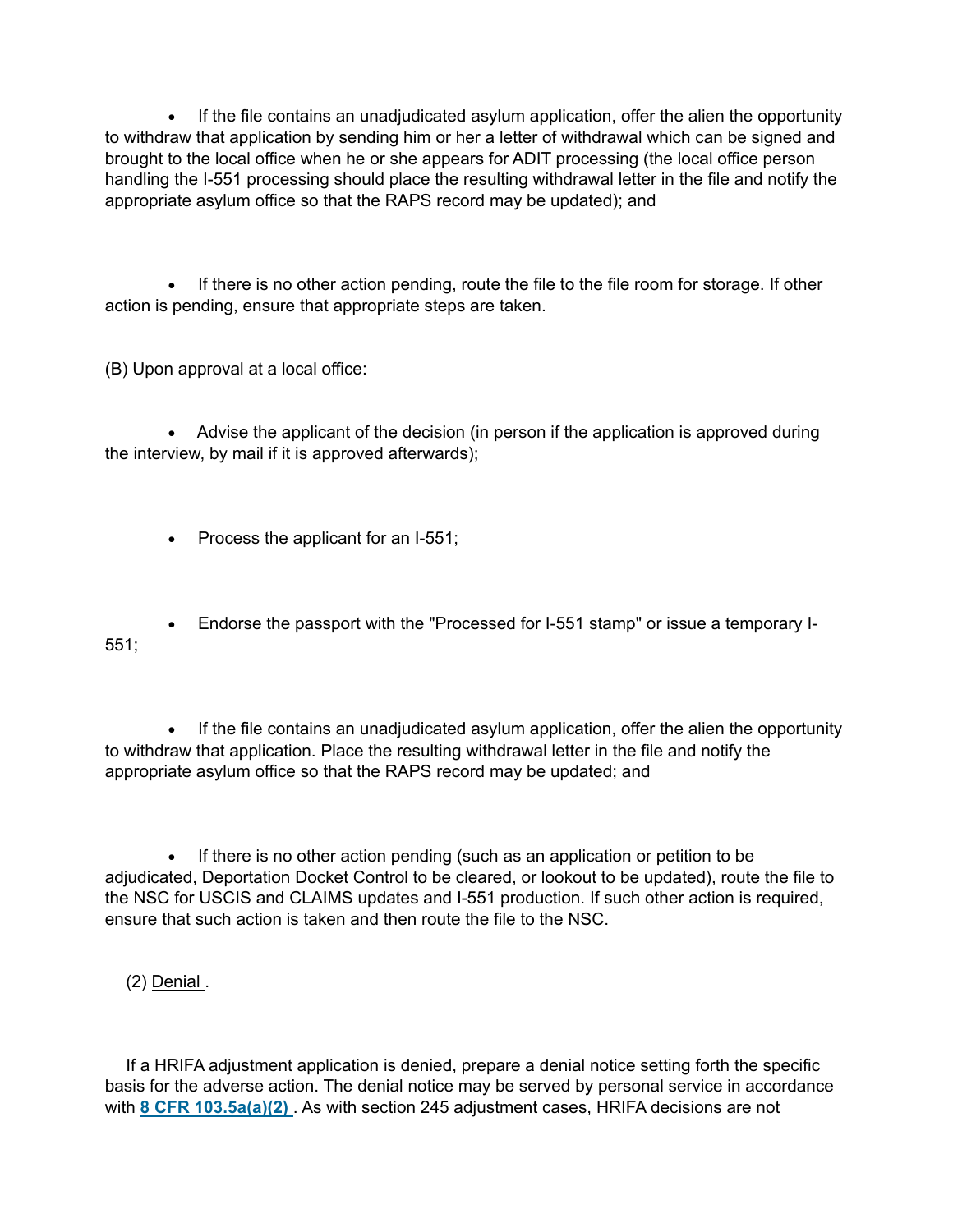- If the file contains an unadjudicated asylum application, offer the alien the opportunity to withdraw that application by sending him or her a letter of withdrawal which can be signed and brought to the local office when he or she appears for ADIT processing (the local office person handling the I-551 processing should place the resulting withdrawal letter in the file and notify the appropriate asylum office so that the RAPS record may be updated); and

- If there is no other action pending, route the file to the file room for storage. If other action is pending, ensure that appropriate steps are taken.

(B) Upon approval at a local office:

- Advise the applicant of the decision (in person if the application is approved during the interview, by mail if it is approved afterwards);

- Process the applicant for an I-551;

- Endorse the passport with the "Processed for I-551 stamp" or issue a temporary I-551;

- If the file contains an unadjudicated asylum application, offer the alien the opportunity to withdraw that application. Place the resulting withdrawal letter in the file and notify the appropriate asylum office so that the RAPS record may be updated; and

- If there is no other action pending (such as an application or petition to be adjudicated, Deportation Docket Control to be cleared, or lookout to be updated), route the file to the NSC for USCIS and CLAIMS updates and I-551 production. If such other action is required, ensure that such action is taken and then route the file to the NSC.

(2) Denial .

If a HRIFA adjustment application is denied, prepare a denial notice setting forth the specific basis for the adverse action. The denial notice may be served by personal service in accordance with **8 CFR 103.5a(a)(2)** . As with section 245 adjustment cases, HRIFA decisions are not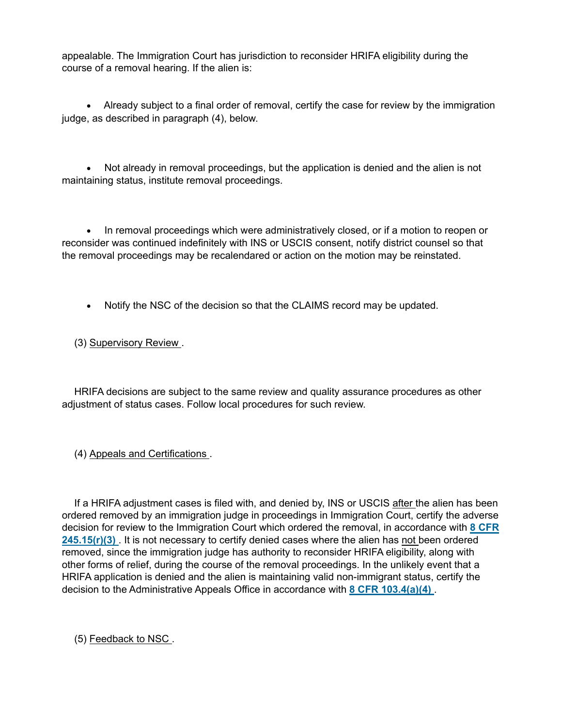appealable. The Immigration Court has jurisdiction to reconsider HRIFA eligibility during the course of a removal hearing. If the alien is:

- Already subject to a final order of removal, certify the case for review by the immigration judge, as described in paragraph (4), below.

- Not already in removal proceedings, but the application is denied and the alien is not maintaining status, institute removal proceedings.

- In removal proceedings which were administratively closed, or if a motion to reopen or reconsider was continued indefinitely with INS or USCIS consent, notify district counsel so that the removal proceedings may be recalendared or action on the motion may be reinstated.

- Notify the NSC of the decision so that the CLAIMS record may be updated.

(3) Supervisory Review .

HRIFA decisions are subject to the same review and quality assurance procedures as other adjustment of status cases. Follow local procedures for such review.

(4) Appeals and Certifications .

If a HRIFA adjustment cases is filed with, and denied by, INS or USCIS after the alien has been ordered removed by an immigration judge in proceedings in Immigration Court, certify the adverse decision for review to the Immigration Court which ordered the removal, in accordance with **8 CFR 245.15(r)(3)** . It is not necessary to certify denied cases where the alien has not been ordered removed, since the immigration judge has authority to reconsider HRIFA eligibility, along with other forms of relief, during the course of the removal proceedings. In the unlikely event that a HRIFA application is denied and the alien is maintaining valid non-immigrant status, certify the decision to the Administrative Appeals Office in accordance with **8 CFR 103.4(a)(4)** .

(5) Feedback to NSC .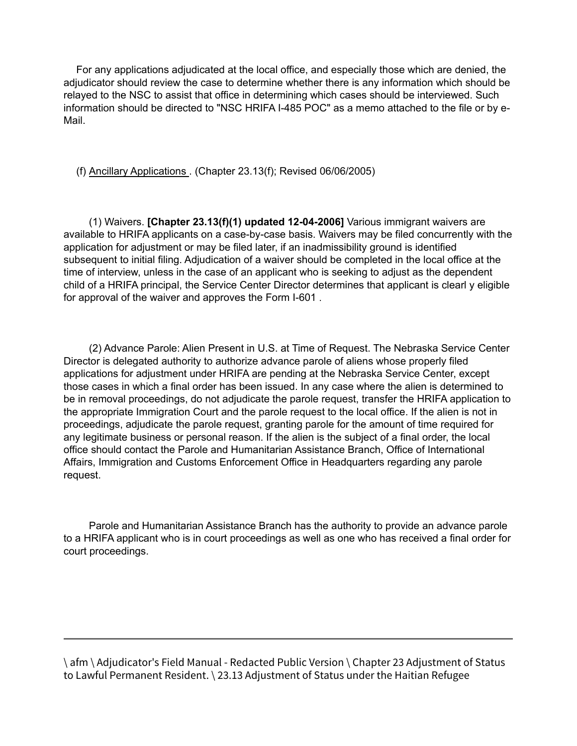For any applications adjudicated at the local office, and especially those which are denied, the adjudicator should review the case to determine whether there is any information which should be relayed to the NSC to assist that office in determining which cases should be interviewed. Such information should be directed to "NSC HRIFA I-485 POC" as a memo attached to the file or by e-Mail.

(f) Ancillary Applications . (Chapter 23.13(f); Revised 06/06/2005)

(1) Waivers. **[Chapter 23.13(f)(1) updated 12-04-2006]** Various immigrant waivers are available to HRIFA applicants on a case-by-case basis. Waivers may be filed concurrently with the application for adjustment or may be filed later, if an inadmissibility ground is identified subsequent to initial filing. Adjudication of a waiver should be completed in the local office at the time of interview, unless in the case of an applicant who is seeking to adjust as the dependent child of a HRIFA principal, the Service Center Director determines that applicant is clearl y eligible for approval of the waiver and approves the Form I-601 .

(2) Advance Parole: Alien Present in U.S. at Time of Request. The Nebraska Service Center Director is delegated authority to authorize advance parole of aliens whose properly filed applications for adjustment under HRIFA are pending at the Nebraska Service Center, except those cases in which a final order has been issued. In any case where the alien is determined to be in removal proceedings, do not adjudicate the parole request, transfer the HRIFA application to the appropriate Immigration Court and the parole request to the local office. If the alien is not in proceedings, adjudicate the parole request, granting parole for the amount of time required for any legitimate business or personal reason. If the alien is the subject of a final order, the local office should contact the Parole and Humanitarian Assistance Branch, Office of International Affairs, Immigration and Customs Enforcement Office in Headquarters regarding any parole request.

Parole and Humanitarian Assistance Branch has the authority to provide an advance parole to a HRIFA applicant who is in court proceedings as well as one who has received a final order for court proceedings.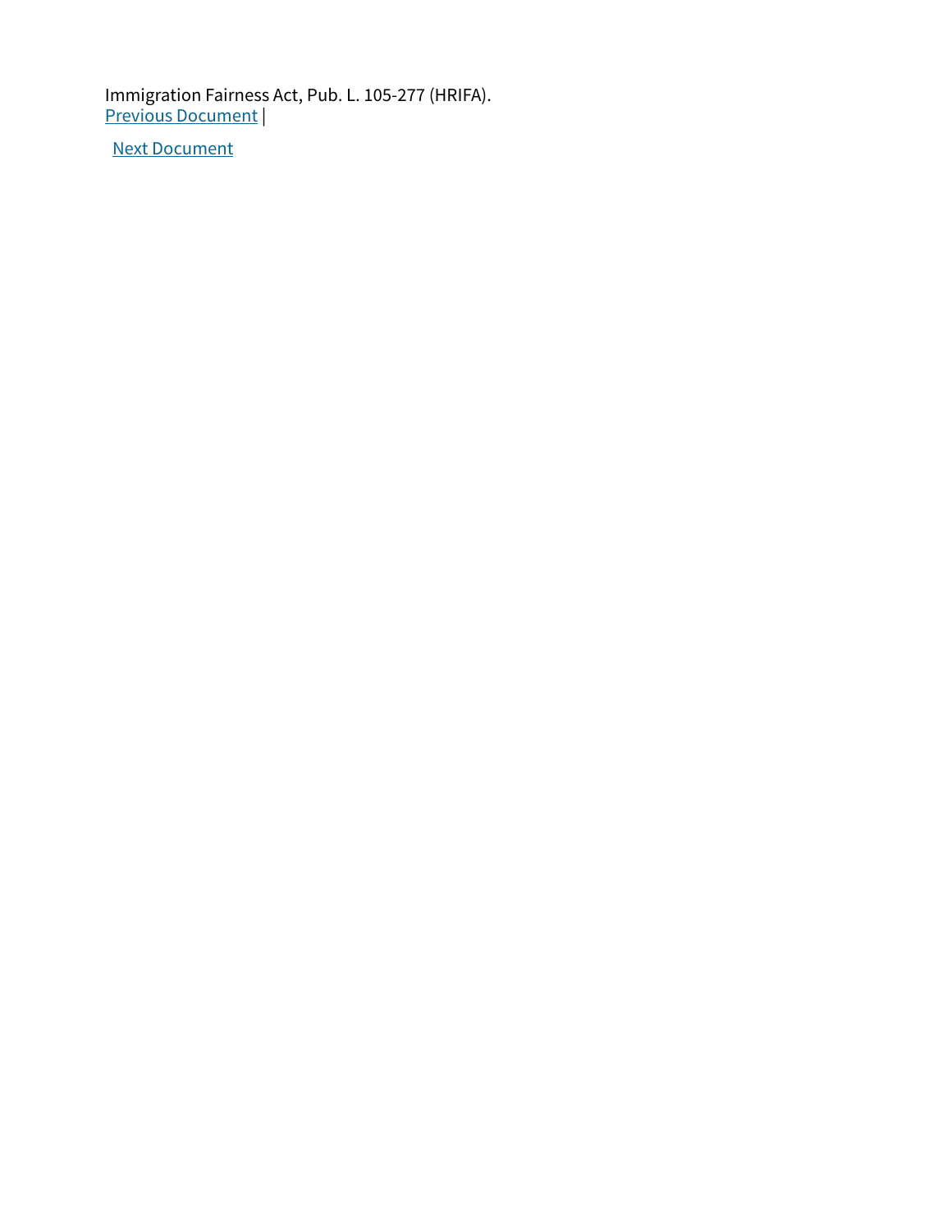Immigration Fairness Act, Pub. L. 105-277 (HRIFA).
Previous Document |

Next Document